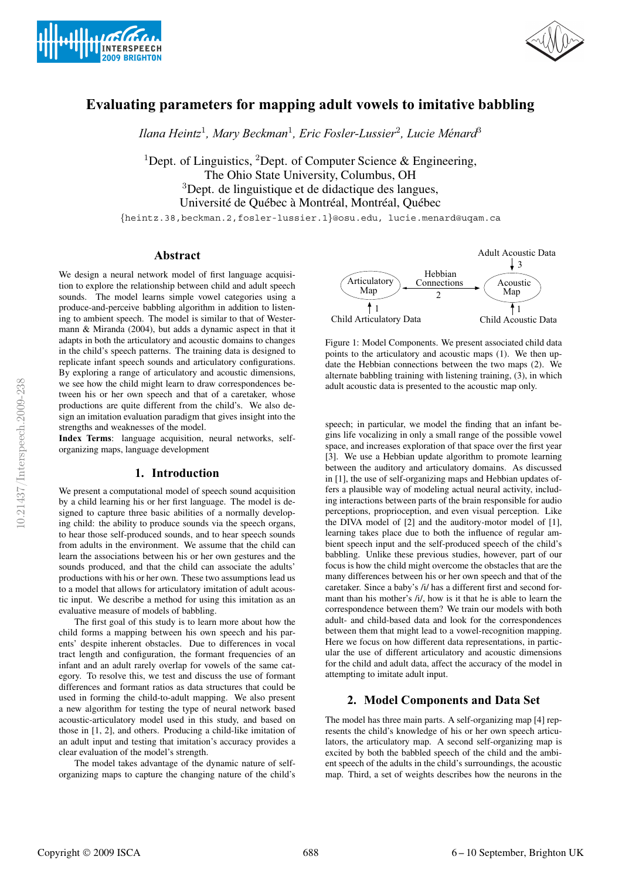# Evaluating parameters for mapping adult vowels to imitative babbling

*Ilana Heintz*[1], *Mary Beckman*[1], *Eric Fosler-Lussier*[2], *Lucie Ménard*[3]

[1]Dept. of Linguistics, [2]Dept. of Computer Science & Engineering,
The Ohio State University, Columbus, OH
[3]Dept. de linguistique et de didactique des langues,
Université de Québec à Montréal, Montréal, Québec

{heintz.38,beckman.2,fosler-lussier.1}@osu.edu, lucie.menard@uqam.ca

## Abstract

We design a neural network model of first language acquisition to explore the relationship between child and adult speech sounds. The model learns simple vowel categories using a produce-and-perceive babbling algorithm in addition to listening to ambient speech. The model is similar to that of Westermann & Miranda (2004), but adds a dynamic aspect in that it adapts in both the articulatory and acoustic domains to changes in the child's speech patterns. The training data is designed to replicate infant speech sounds and articulatory configurations. By exploring a range of articulatory and acoustic dimensions, we see how the child might learn to draw correspondences between his or her own speech and that of a caretaker, whose productions are quite different from the child's. We also design an imitation evaluation paradigm that gives insight into the strengths and weaknesses of the model.

**Index Terms**: language acquisition, neural networks, self-organizing maps, language development

## 1. Introduction

We present a computational model of speech sound acquisition by a child learning his or her first language. The model is designed to capture three basic abilities of a normally developing child: the ability to produce sounds via the speech organs, to hear those self-produced sounds, and to hear speech sounds from adults in the environment. We assume that the child can learn the associations between his or her own gestures and the sounds produced, and that the child can associate the adults' productions with his or her own. These two assumptions lead us to a model that allows for articulatory imitation of adult acoustic input. We describe a method for using this imitation as an evaluative measure of models of babbling.

The first goal of this study is to learn more about how the child forms a mapping between his own speech and his parents' despite inherent obstacles. Due to differences in vocal tract length and configuration, the formant frequencies of an infant and an adult rarely overlap for vowels of the same category. To resolve this, we test and discuss the use of formant differences and formant ratios as data structures that could be used in forming the child-to-adult mapping. We also present a new algorithm for testing the type of neural network based acoustic-articulatory model used in this study, and based on those in [1, 2], and others. Producing a child-like imitation of an adult input and testing that imitation's accuracy provides a clear evaluation of the model's strength.

The model takes advantage of the dynamic nature of self-organizing maps to capture the changing nature of the child's speech; in particular, we model the finding that an infant begins life vocalizing in only a small range of the possible vowel space, and increases exploration of that space over the first year [3]. We use a Hebbian update algorithm to promote learning between the auditory and articulatory domains. As discussed in [1], the use of self-organizing maps and Hebbian updates offers a plausible way of modeling actual neural activity, including interactions between parts of the brain responsible for audio perceptions, proprioception, and even visual perception. Like the DIVA model of [2] and the auditory-motor model of [1], learning takes place due to both the influence of regular ambient speech input and the self-produced speech of the child's babbling. Unlike these previous studies, however, part of our focus is how the child might overcome the obstacles that are the many differences between his or her own speech and that of the caretaker. Since a baby's /i/ has a different first and second formant than his mother's /i/, how is it that he is able to learn the correspondence between them? We train our models with both adult- and child-based data and look for the correspondences between them that might lead to a vowel-recognition mapping. Here we focus on how different data representations, in particular the use of different articulatory and acoustic dimensions for the child and adult data, affect the accuracy of the model in attempting to imitate adult input.

Adult Acoustic Data → (3) → Acoustic Map
Articulatory Map ↔ Hebbian Connections (2) ↔ Acoustic Map
Child Articulatory Data → (1) → Articulatory Map
Child Acoustic Data → (1) → Acoustic Map

Figure 1: Model Components. We present associated child data points to the articulatory and acoustic maps (1). We then update the Hebbian connections between the two maps (2). We alternate babbling training with listening training, (3), in which adult acoustic data is presented to the acoustic map only.

## 2. Model Components and Data Set

The model has three main parts. A self-organizing map [4] represents the child's knowledge of his or her own speech articulators, the articulatory map. A second self-organizing map is excited by both the babbled speech of the child and the ambient speech of the adults in the child's surroundings, the acoustic map. Third, a set of weights describes how the neurons in the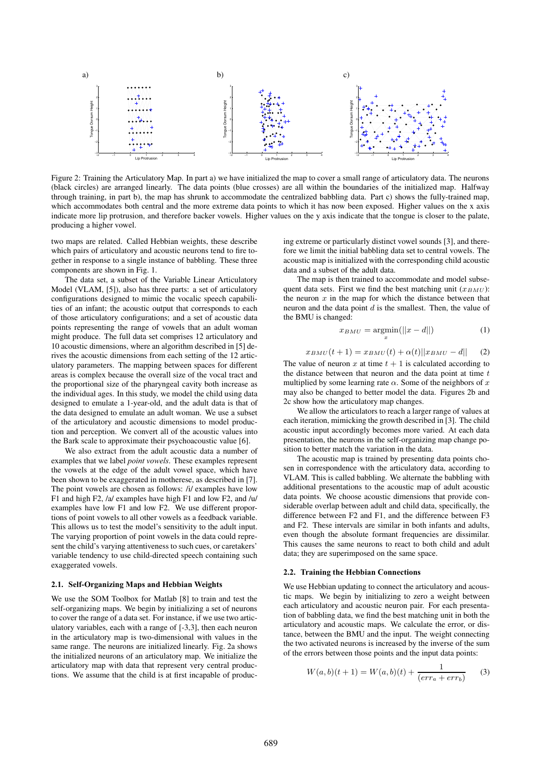Figure 2: Training the Articulatory Map. In part a) we have initialized the map to cover a small range of articulatory data. The neurons (black circles) are arranged linearly. The data points (blue crosses) are all within the boundaries of the initialized map. Halfway through training, in part b), the map has shrunk to accommodate the centralized babbling data. Part c) shows the fully-trained map, which accommodates both central and the more extreme data points to which it has now been exposed. Higher values on the x axis indicate more lip protrusion, and therefore backer vowels. Higher values on the y axis indicate that the tongue is closer to the palate, producing a higher vowel.

two maps are related. Called Hebbian weights, these describe which pairs of articulatory and acoustic neurons tend to fire together in response to a single instance of babbling. These three components are shown in Fig. 1.

The data set, a subset of the Variable Linear Articulatory Model (VLAM, [5]), also has three parts: a set of articulatory configurations designed to mimic the vocalic speech capabilities of an infant; the acoustic output that corresponds to each of those articulatory configurations; and a set of acoustic data points representing the range of vowels that an adult woman might produce. The full data set comprises 12 articulatory and 10 acoustic dimensions, where an algorithm described in [5] derives the acoustic dimensions from each setting of the 12 articulatory parameters. The mapping between spaces for different areas is complex because the overall size of the vocal tract and the proportional size of the pharyngeal cavity both increase as the individual ages. In this study, we model the child using data designed to emulate a 1-year-old, and the adult data is that of the data designed to emulate an adult woman. We use a subset of the articulatory and acoustic dimensions to model production and perception. We convert all of the acoustic values into the Bark scale to approximate their psychoacoustic value [6].

We also extract from the adult acoustic data a number of examples that we label *point vowels*. These examples represent the vowels at the edge of the adult vowel space, which have been shown to be exaggerated in motherese, as described in [7]. The point vowels are chosen as follows: /i/ examples have low F1 and high F2, /a/ examples have high F1 and low F2, and /u/ examples have low F1 and low F2. We use different proportions of point vowels to all other vowels as a feedback variable. This allows us to test the model's sensitivity to the adult input. The varying proportion of point vowels in the data could represent the child's varying attentiveness to such cues, or caretakers' variable tendency to use child-directed speech containing such exaggerated vowels.

### 2.1. Self-Organizing Maps and Hebbian Weights

We use the SOM Toolbox for Matlab [8] to train and test the self-organizing maps. We begin by initializing a set of neurons to cover the range of a data set. For instance, if we use two articulatory variables, each with a range of [-3,3], then each neuron in the articulatory map is two-dimensional with values in the same range. The neurons are initialized linearly. Fig. 2a shows the initialized neurons of an articulatory map. We initialize the articulatory map with data that represent very central productions. We assume that the child is at first incapable of producing extreme or particularly distinct vowel sounds [3], and therefore we limit the initial babbling data set to central vowels. The acoustic map is initialized with the corresponding child acoustic data and a subset of the adult data.

The map is then trained to accommodate and model subsequent data sets. First we find the best matching unit ($x_{BMU}$): the neuron $x$ in the map for which the distance between that neuron and the data point $d$ is the smallest. Then, the value of the BMU is changed:

$$x_{BMU} = \underset{x}{\operatorname{argmin}}(||x - d||) \tag{1}$$

$$x_{BMU}(t+1) = x_{BMU}(t) + \alpha(t)||x_{BMU} - d|| \tag{2}$$

The value of neuron $x$ at time $t + 1$ is calculated according to the distance between that neuron and the data point at time $t$ multiplied by some learning rate $\alpha$. Some of the neighbors of $x$ may also be changed to better model the data. Figures 2b and 2c show how the articulatory map changes.

We allow the articulators to reach a larger range of values at each iteration, mimicking the growth described in [3]. The child acoustic input accordingly becomes more varied. At each data presentation, the neurons in the self-organizing map change position to better match the variation in the data.

The acoustic map is trained by presenting data points chosen in correspondence with the articulatory data, according to VLAM. This is called babbling. We alternate the babbling with additional presentations to the acoustic map of adult acoustic data points. We choose acoustic dimensions that provide considerable overlap between adult and child data, specifically, the difference between F2 and F1, and the difference between F3 and F2. These intervals are similar in both infants and adults, even though the absolute formant frequencies are dissimilar. This causes the same neurons to react to both child and adult data; they are superimposed on the same space.

### 2.2. Training the Hebbian Connections

We use Hebbian updating to connect the articulatory and acoustic maps. We begin by initializing to zero a weight between each articulatory and acoustic neuron pair. For each presentation of babbling data, we find the best matching unit in both the articulatory and acoustic maps. We calculate the error, or distance, between the BMU and the input. The weight connecting the two activated neurons is increased by the inverse of the sum of the errors between those points and the input data points:

$$W(a,b)(t+1) = W(a,b)(t) + \frac{1}{(err_a + err_b)} \tag{3}$$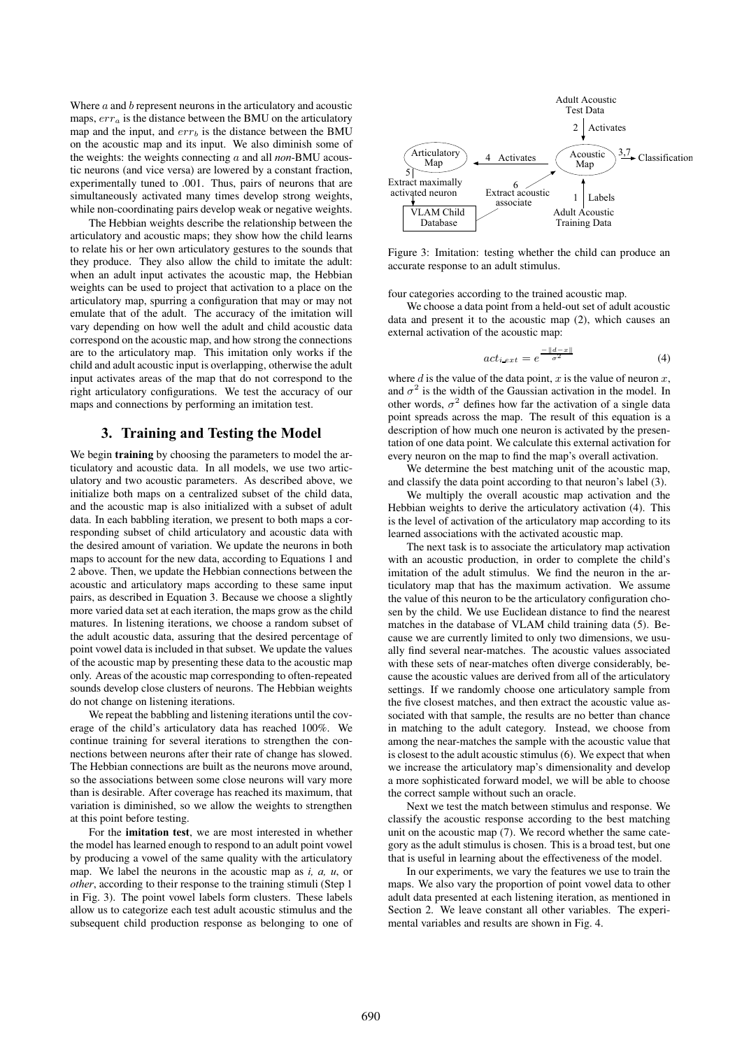Where $a$ and $b$ represent neurons in the articulatory and acoustic maps, $err_a$ is the distance between the BMU on the articulatory map and the input, and $err_b$ is the distance between the BMU on the acoustic map and its input. We also diminish some of the weights: the weights connecting $a$ and all *non*-BMU acoustic neurons (and vice versa) are lowered by a constant fraction, experimentally tuned to .001. Thus, pairs of neurons that are simultaneously activated many times develop strong weights, while non-coordinating pairs develop weak or negative weights.

The Hebbian weights describe the relationship between the articulatory and acoustic maps; they show how the child learns to relate his or her own articulatory gestures to the sounds that they produce. They also allow the child to imitate the adult: when an adult input activates the acoustic map, the Hebbian weights can be used to project that activation to a place on the articulatory map, spurring a configuration that may or may not emulate that of the adult. The accuracy of the imitation will vary depending on how well the adult and child acoustic data correspond on the acoustic map, and how strong the connections are to the articulatory map. This imitation only works if the child and adult acoustic input is overlapping, otherwise the adult input activates areas of the map that do not correspond to the right articulatory configurations. We test the accuracy of our maps and connections by performing an imitation test.

## 3. Training and Testing the Model

We begin **training** by choosing the parameters to model the articulatory and acoustic data. In all models, we use two articulatory and two acoustic parameters. As described above, we initialize both maps on a centralized subset of the child data, and the acoustic map is also initialized with a subset of adult data. In each babbling iteration, we present to both maps a corresponding subset of child articulatory and acoustic data with the desired amount of variation. We update the neurons in both maps to account for the new data, according to Equations 1 and 2 above. Then, we update the Hebbian connections between the acoustic and articulatory maps according to these same input pairs, as described in Equation 3. Because we choose a slightly more varied data set at each iteration, the maps grow as the child matures. In listening iterations, we choose a random subset of the adult acoustic data, assuring that the desired percentage of point vowel data is included in that subset. We update the values of the acoustic map by presenting these data to the acoustic map only. Areas of the acoustic map corresponding to often-repeated sounds develop close clusters of neurons. The Hebbian weights do not change on listening iterations.

We repeat the babbling and listening iterations until the coverage of the child's articulatory data has reached 100%. We continue training for several iterations to strengthen the connections between neurons after their rate of change has slowed. The Hebbian connections are built as the neurons move around, so the associations between some close neurons will vary more than is desirable. After coverage has reached its maximum, that variation is diminished, so we allow the weights to strengthen at this point before testing.

For the **imitation test**, we are most interested in whether the model has learned enough to respond to an adult point vowel by producing a vowel of the same quality with the articulatory map. We label the neurons in the acoustic map as *i, a, u*, or *other*, according to their response to the training stimuli (Step 1 in Fig. 3). The point vowel labels form clusters. These labels allow us to categorize each test adult acoustic stimulus and the subsequent child production response as belonging to one of four categories according to the trained acoustic map.

Figure 3: Imitation: testing whether the child can produce an accurate response to an adult stimulus.

We choose a data point from a held-out set of adult acoustic data and present it to the acoustic map (2), which causes an external activation of the acoustic map:

$$act_{i\_ext} = e^{\frac{-\|d-x\|}{\sigma^2}} \quad (4)$$

where $d$ is the value of the data point, $x$ is the value of neuron $x$, and $\sigma^2$ is the width of the Gaussian activation in the model. In other words, $\sigma^2$ defines how far the activation of a single data point spreads across the map. The result of this equation is a description of how much one neuron is activated by the presentation of one data point. We calculate this external activation for every neuron on the map to find the map's overall activation.

We determine the best matching unit of the acoustic map, and classify the data point according to that neuron's label (3).

We multiply the overall acoustic map activation and the Hebbian weights to derive the articulatory activation (4). This is the level of activation of the articulatory map according to its learned associations with the activated acoustic map.

The next task is to associate the articulatory map activation with an acoustic production, in order to complete the child's imitation of the adult stimulus. We find the neuron in the articulatory map that has the maximum activation. We assume the value of this neuron to be the articulatory configuration chosen by the child. We use Euclidean distance to find the nearest matches in the database of VLAM child training data (5). Because we are currently limited to only two dimensions, we usually find several near-matches. The acoustic values associated with these sets of near-matches often diverge considerably, because the acoustic values are derived from all of the articulatory settings. If we randomly choose one articulatory sample from the five closest matches, and then extract the acoustic value associated with that sample, the results are no better than chance in matching to the adult category. Instead, we choose from among the near-matches the sample with the acoustic value that is closest to the adult acoustic stimulus (6). We expect that when we increase the articulatory map's dimensionality and develop a more sophisticated forward model, we will be able to choose the correct sample without such an oracle.

Next we test the match between stimulus and response. We classify the acoustic response according to the best matching unit on the acoustic map (7). We record whether the same category as the adult stimulus is chosen. This is a broad test, but one that is useful in learning about the effectiveness of the model.

In our experiments, we vary the features we use to train the maps. We also vary the proportion of point vowel data to other adult data presented at each listening iteration, as mentioned in Section 2. We leave constant all other variables. The experimental variables and results are shown in Fig. 4.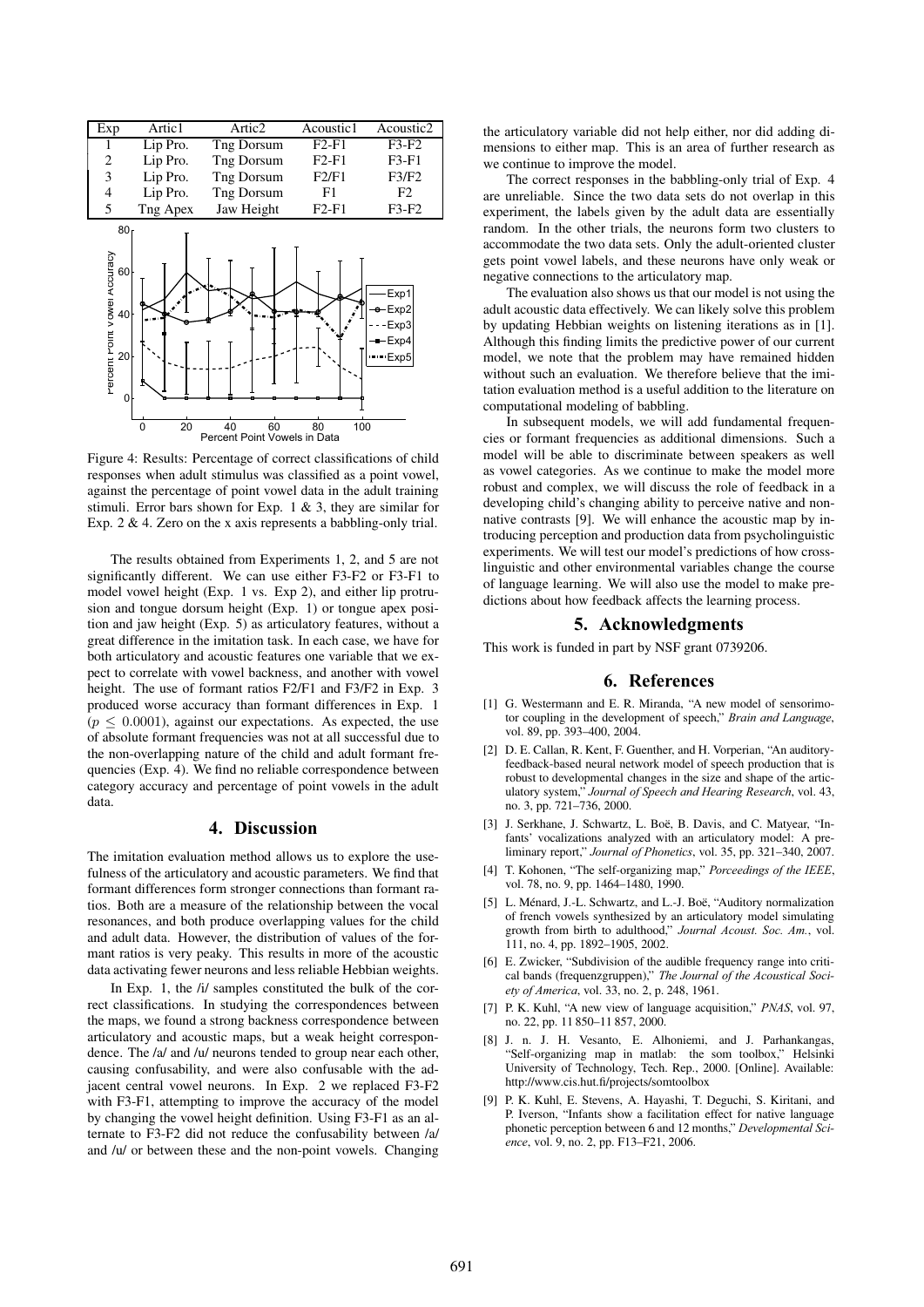| Exp | Artic1 | Artic2 | Acoustic1 | Acoustic2 |
|---|---|---|---|---|
| 1 | Lip Pro. | Tng Dorsum | F2-F1 | F3-F2 |
| 2 | Lip Pro. | Tng Dorsum | F2-F1 | F3-F1 |
| 3 | Lip Pro. | Tng Dorsum | F2/F1 | F3/F2 |
| 4 | Lip Pro. | Tng Dorsum | F1 | F2 |
| 5 | Tng Apex | Jaw Height | F2-F1 | F3-F2 |

Percent Point Vowel Accuracy

80
60
40
20
0

0 20 40 60 80 100

Percent Point Vowels in Data

Exp1
Exp2
Exp3
Exp4
Exp5

Figure 4: Results: Percentage of correct classifications of child responses when adult stimulus was classified as a point vowel, against the percentage of point vowel data in the adult training stimuli. Error bars shown for Exp. 1 & 3, they are similar for Exp. 2 & 4. Zero on the x axis represents a babbling-only trial.

The results obtained from Experiments 1, 2, and 5 are not significantly different. We can use either F3-F2 or F3-F1 to model vowel height (Exp. 1 vs. Exp 2), and either lip protrusion and tongue dorsum height (Exp. 1) or tongue apex position and jaw height (Exp. 5) as articulatory features, without a great difference in the imitation task. In each case, we have for both articulatory and acoustic features one variable that we expect to correlate with vowel backness, and another with vowel height. The use of formant ratios F2/F1 and F3/F2 in Exp. 3 produced worse accuracy than formant differences in Exp. 1 ($p \leq 0.0001$), against our expectations. As expected, the use of absolute formant frequencies was not at all successful due to the non-overlapping nature of the child and adult formant frequencies (Exp. 4). We find no reliable correspondence between category accuracy and percentage of point vowels in the adult data.

## 4. Discussion

The imitation evaluation method allows us to explore the usefulness of the articulatory and acoustic parameters. We find that formant differences form stronger connections than formant ratios. Both are a measure of the relationship between the vocal resonances, and both produce overlapping values for the child and adult data. However, the distribution of values of the formant ratios is very peaky. This results in more of the acoustic data activating fewer neurons and less reliable Hebbian weights.

In Exp. 1, the /i/ samples constituted the bulk of the correct classifications. In studying the correspondences between the maps, we found a strong backness correspondence between articulatory and acoustic maps, but a weak height correspondence. The /a/ and /u/ neurons tended to group near each other, causing confusability, and were also confusable with the adjacent central vowel neurons. In Exp. 2 we replaced F3-F2 with F3-F1, attempting to improve the accuracy of the model by changing the vowel height definition. Using F3-F1 as an alternate to F3-F2 did not reduce the confusability between /a/ and /u/ or between these and the non-point vowels. Changing the articulatory variable did not help either, nor did adding dimensions to either map. This is an area of further research as we continue to improve the model.

The correct responses in the babbling-only trial of Exp. 4 are unreliable. Since the two data sets do not overlap in this experiment, the labels given by the adult data are essentially random. In the other trials, the neurons form two clusters to accommodate the two data sets. Only the adult-oriented cluster gets point vowel labels, and these neurons have only weak or negative connections to the articulatory map.

The evaluation also shows us that our model is not using the adult acoustic data effectively. We can likely solve this problem by updating Hebbian weights on listening iterations as in [1]. Although this finding limits the predictive power of our current model, we note that the problem may have remained hidden without such an evaluation. We therefore believe that the imitation evaluation method is a useful addition to the literature on computational modeling of babbling.

In subsequent models, we will add fundamental frequencies or formant frequencies as additional dimensions. Such a model will be able to discriminate between speakers as well as vowel categories. As we continue to make the model more robust and complex, we will discuss the role of feedback in a developing child's changing ability to perceive native and non-native contrasts [9]. We will enhance the acoustic map by introducing perception and production data from psycholinguistic experiments. We will test our model's predictions of how cross-linguistic and other environmental variables change the course of language learning. We will also use the model to make predictions about how feedback affects the learning process.

## 5. Acknowledgments

This work is funded in part by NSF grant 0739206.

## 6. References

[1] G. Westermann and E. R. Miranda, "A new model of sensorimotor coupling in the development of speech," *Brain and Language*, vol. 89, pp. 393–400, 2004.

[2] D. E. Callan, R. Kent, F. Guenther, and H. Vorperian, "An auditory-feedback-based neural network model of speech production that is robust to developmental changes in the size and shape of the articulatory system," *Journal of Speech and Hearing Research*, vol. 43, no. 3, pp. 721–736, 2000.

[3] J. Serkhane, J. Schwartz, L. Boë, B. Davis, and C. Matyear, "Infants' vocalizations analyzed with an articulatory model: A preliminary report," *Journal of Phonetics*, vol. 35, pp. 321–340, 2007.

[4] T. Kohonen, "The self-organizing map," *Porceedings of the IEEE*, vol. 78, no. 9, pp. 1464–1480, 1990.

[5] L. Ménard, J.-L. Schwartz, and L.-J. Boë, "Auditory normalization of french vowels synthesized by an articulatory model simulating growth from birth to adulthood," *Journal Acoust. Soc. Am.*, vol. 111, no. 4, pp. 1892–1905, 2002.

[6] E. Zwicker, "Subdivision of the audible frequency range into critical bands (frequenzgruppen)," *The Journal of the Acoustical Society of America*, vol. 33, no. 2, p. 248, 1961.

[7] P. K. Kuhl, "A new view of language acquisition," *PNAS*, vol. 97, no. 22, pp. 11 850–11 857, 2000.

[8] J. n. J. H. Vesanto, E. Alhoniemi, and J. Parhankangas, "Self-organizing map in matlab: the som toolbox," Helsinki University of Technology, Tech. Rep., 2000. [Online]. Available: http://www.cis.hut.fi/projects/somtoolbox

[9] P. K. Kuhl, E. Stevens, A. Hayashi, T. Deguchi, S. Kiritani, and P. Iverson, "Infants show a facilitation effect for native language phonetic perception between 6 and 12 months," *Developmental Science*, vol. 9, no. 2, pp. F13–F21, 2006.